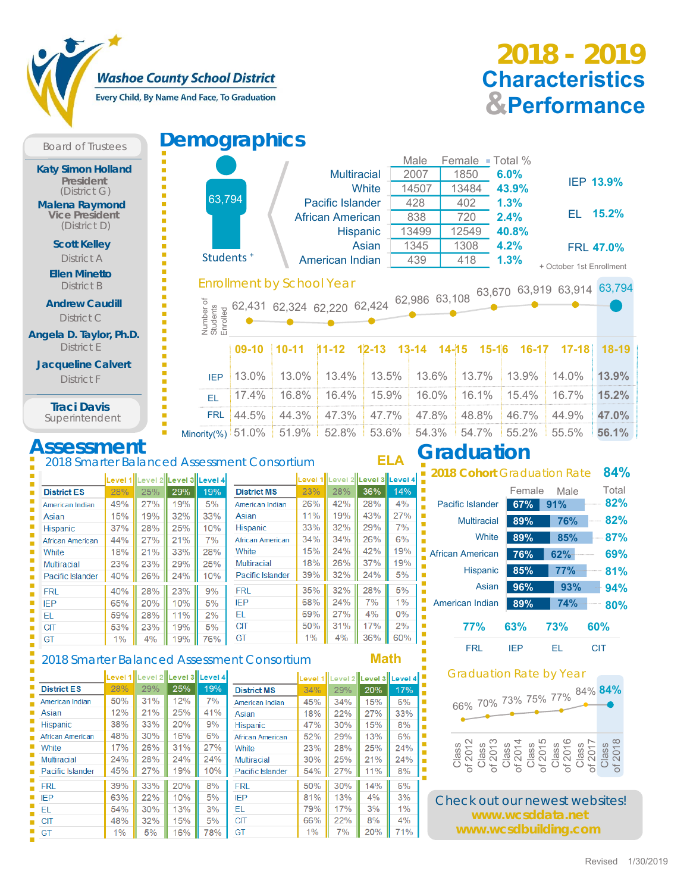# Washoe County School District

Every Child, By Name And Face, To Graduation

# 2018 - 2019 Characteristics & Performance

## Board of Trustees

**Katy Simon Holland**
**President**
(District G)

**Malena Raymond**
**Vice President**
(District D)

**Scott Kelley**
District A

**Ellen Minetto**
District B

**Andrew Caudill**
District C

**Angela D. Taylor, Ph.D.**
District E

**Jacqueline Calvert**
District F

**Traci Davis**
Superintendent

## Demographics

63,794 Students +

| | Male | Female | Total % |
|---|---|---|---|
| Multiracial | 2007 | 1850 | 6.0% |
| White | 14507 | 13484 | 43.9% |
| Pacific Islander | 428 | 402 | 1.3% |
| African American | 838 | 720 | 2.4% |
| Hispanic | 13499 | 12549 | 40.8% |
| Asian | 1345 | 1308 | 4.2% |
| American Indian | 439 | 418 | 1.3% |

IEP 13.9%

EL 15.2%

FRL 47.0%

+ October 1st Enrollment

### Enrollment by School Year

| | 09-10 | 10-11 | 11-12 | 12-13 | 13-14 | 14-15 | 15-16 | 16-17 | 17-18 | 18-19 |
|---|---|---|---|---|---|---|---|---|---|---|
| Number of Students Enrolled | 62,431 | 62,324 | 62,220 | 62,424 | 62,986 | 63,108 | 63,670 | 63,919 | 63,914 | 63,794 |
| IEP | 13.0% | 13.0% | 13.4% | 13.5% | 13.6% | 13.7% | 13.9% | 14.0% | 13.9% | |
| EL | 17.4% | 16.8% | 16.4% | 15.9% | 16.0% | 16.1% | 15.4% | 16.7% | 15.2% | |
| FRL | 44.5% | 44.3% | 47.3% | 47.7% | 47.8% | 48.8% | 46.7% | 44.9% | 47.0% | |
| Minority(%) | 51.0% | 51.9% | 52.8% | 53.6% | 54.3% | 54.7% | 55.2% | 55.5% | 56.1% | |

## Assessment

### 2018 Smarter Balanced Assessment Consortium — ELA

| District ES | Level 1 | Level 2 | Level 3 | Level 4 |
|---|---|---|---|---|
| District ES | 28% | 25% | 29% | 19% |
| American Indian | 49% | 27% | 19% | 5% |
| Asian | 15% | 19% | 32% | 33% |
| Hispanic | 37% | 28% | 25% | 10% |
| African American | 44% | 27% | 21% | 7% |
| White | 18% | 21% | 33% | 28% |
| Multiracial | 23% | 23% | 29% | 25% |
| Pacific Islander | 40% | 26% | 24% | 10% |
| FRL | 40% | 28% | 23% | 9% |
| IEP | 65% | 20% | 10% | 5% |
| EL | 59% | 28% | 11% | 2% |
| CIT | 53% | 23% | 19% | 5% |
| GT | 1% | 4% | 19% | 76% |

| District MS | Level 1 | Level 2 | Level 3 | Level 4 |
|---|---|---|---|---|
| District MS | 23% | 28% | 36% | 14% |
| American Indian | 26% | 42% | 28% | 4% |
| Asian | 11% | 19% | 43% | 27% |
| Hispanic | 33% | 32% | 29% | 7% |
| African American | 34% | 34% | 26% | 6% |
| White | 15% | 24% | 42% | 19% |
| Multiracial | 18% | 26% | 37% | 19% |
| Pacific Islander | 39% | 32% | 24% | 5% |
| FRL | 35% | 32% | 28% | 5% |
| IEP | 68% | 24% | 7% | 1% |
| EL | 69% | 27% | 4% | 0% |
| CIT | 50% | 31% | 17% | 2% |
| GT | 1% | 4% | 36% | 60% |

### 2018 Smarter Balanced Assessment Consortium — Math

| District ES | Level 1 | Level 2 | Level 3 | Level 4 |
|---|---|---|---|---|
| District ES | 28% | 29% | 25% | 19% |
| American Indian | 50% | 31% | 12% | 7% |
| Asian | 12% | 21% | 25% | 41% |
| Hispanic | 38% | 33% | 20% | 9% |
| African American | 48% | 30% | 16% | 6% |
| White | 17% | 26% | 31% | 27% |
| Multiracial | 24% | 28% | 24% | 24% |
| Pacific Islander | 45% | 27% | 19% | 10% |
| FRL | 39% | 33% | 20% | 8% |
| IEP | 63% | 22% | 10% | 5% |
| EL | 54% | 30% | 13% | 3% |
| CIT | 48% | 32% | 15% | 5% |
| GT | 1% | 5% | 16% | 78% |

| District MS | Level 1 | Level 2 | Level 3 | Level 4 |
|---|---|---|---|---|
| District MS | 34% | 29% | 20% | 17% |
| American Indian | 45% | 34% | 15% | 6% |
| Asian | 18% | 22% | 27% | 33% |
| Hispanic | 47% | 30% | 15% | 8% |
| African American | 52% | 29% | 13% | 6% |
| White | 23% | 28% | 25% | 24% |
| Multiracial | 30% | 25% | 21% | 24% |
| Pacific Islander | 54% | 27% | 11% | 8% |
| FRL | 50% | 30% | 14% | 6% |
| IEP | 81% | 13% | 4% | 3% |
| EL | 79% | 17% | 3% | 1% |
| CIT | 66% | 22% | 8% | 4% |
| GT | 1% | 7% | 20% | 71% |

## Graduation

### 2018 Cohort Graduation Rate 84%

| | Female | Male | Total |
|---|---|---|---|
| Pacific Islander | 67% | 91% | 82% |
| Multiracial | 89% | 76% | 82% |
| White | 89% | 85% | 87% |
| African American | 76% | 62% | 69% |
| Hispanic | 85% | 77% | 81% |
| Asian | 96% | 93% | 94% |
| American Indian | 89% | 74% | 80% |

| FRL | IEP | EL | CIT |
|---|---|---|---|
| 77% | 63% | 73% | 60% |

### Graduation Rate by Year

| Class of 2012 | Class of 2013 | Class of 2014 | Class of 2015 | Class of 2016 | Class of 2017 | Class of 2018 |
|---|---|---|---|---|---|---|
| 66% | 70% | 73% | 75% | 77% | 84% | 84% |

Check out our newest websites!
www.wcsddata.net
www.wcsdbuilding.com

Revised 1/30/2019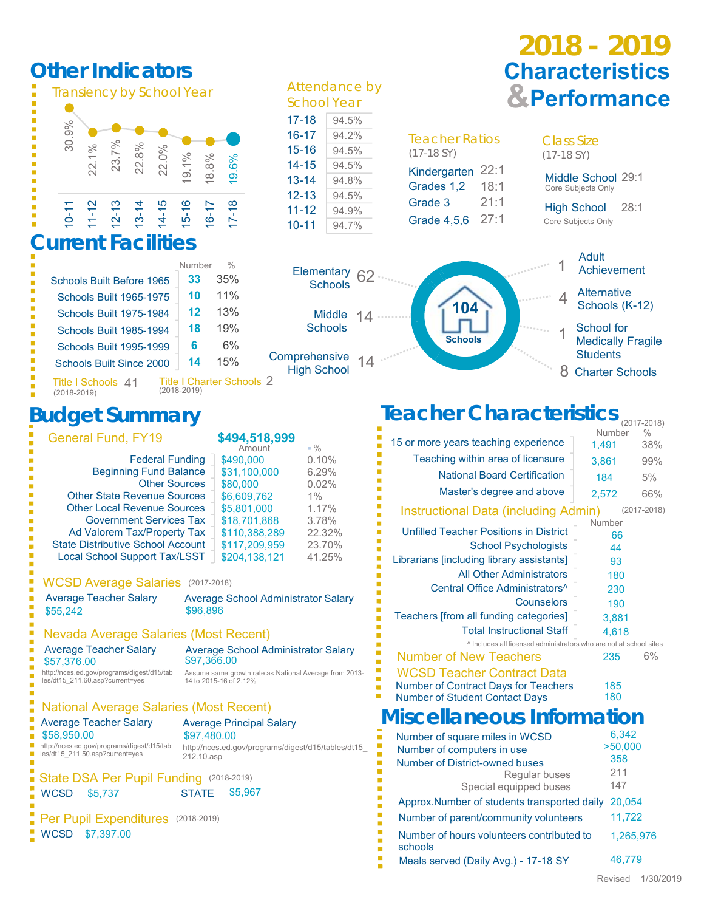# 2018 - 2019 Characteristics & Performance

## Other Indicators

### Transiency by School Year

30.9%
22.1%
23.7%
22.8%
22.0%
19.1%
18.8%
19.6%

10-11
11-12
12-13
13-14
14-15
15-16
16-17
17-18

### Attendance by School Year

| | |
|---|---|
| 17-18 | 94.5% |
| 16-17 | 94.2% |
| 15-16 | 94.5% |
| 14-15 | 94.5% |
| 13-14 | 94.8% |
| 12-13 | 94.5% |
| 11-12 | 94.9% |
| 10-11 | 94.7% |

### Teacher Ratios
(17-18 SY)

| | |
|---|---|
| Kindergarten | 22:1 |
| Grades 1,2 | 18:1 |
| Grade 3 | 21:1 |
| Grade 4,5,6 | 27:1 |

### Class Size
(17-18 SY)

| | |
|---|---|
| Middle School (Core Subjects Only) | 29:1 |
| High School (Core Subjects Only) | 28:1 |

## Current Facilities

| | Number | % |
|---|---|---|
| Schools Built Before 1965 | 33 | 35% |
| Schools Built 1965-1975 | 10 | 11% |
| Schools Built 1975-1984 | 12 | 13% |
| Schools Built 1985-1994 | 18 | 19% |
| Schools Built 1995-1999 | 6 | 6% |
| Schools Built Since 2000 | 14 | 15% |

Title I Schools (2018-2019) 41
Title I Charter Schools (2018-2019) 2

104 Schools

- Elementary Schools 62
- Middle Schools 14
- Comprehensive High School 14
- Adult Achievement 1
- Alternative Schools (K-12) 4
- School for Medically Fragile Students 1
- Charter Schools 8

## Budget Summary

### General Fund, FY19 — $494,518,999

| | Amount | % |
|---|---|---|
| Federal Funding | $490,000 | 0.10% |
| Beginning Fund Balance | $31,100,000 | 6.29% |
| Other Sources | $80,000 | 0.02% |
| Other State Revenue Sources | $6,609,762 | 1% |
| Other Local Revenue Sources | $5,801,000 | 1.17% |
| Government Services Tax | $18,701,868 | 3.78% |
| Ad Valorem Tax/Property Tax | $110,388,289 | 22.32% |
| State Distributive School Account | $117,209,959 | 23.70% |
| Local School Support Tax/LSST | $204,138,121 | 41.25% |

### WCSD Average Salaries (2017-2018)

Average Teacher Salary
$55,242

Average School Administrator Salary
$96,896

### Nevada Average Salaries (Most Recent)

Average Teacher Salary
$57,376.00
http://nces.ed.gov/programs/digest/d15/tables/dt15_211.60.asp?current=yes

Average School Administrator Salary
$97,366.00
Assume same growth rate as National Average from 2013-14 to 2015-16 of 2.12%

### National Average Salaries (Most Recent)

Average Teacher Salary
$58,950.00
http://nces.ed.gov/programs/digest/d15/tables/dt15_211.50.asp?current=yes

Average Principal Salary
$97,480.00
http://nces.ed.gov/programs/digest/d15/tables/dt15_212.10.asp

### State DSA Per Pupil Funding (2018-2019)

WCSD $5,737 STATE $5,967

### Per Pupil Expenditures (2018-2019)

WCSD $7,397.00

## Teacher Characteristics (2017-2018)

| | Number | % |
|---|---|---|
| 15 or more years teaching experience | 1,491 | 38% |
| Teaching within area of licensure | 3,861 | 99% |
| National Board Certification | 184 | 5% |
| Master's degree and above | 2,572 | 66% |

### Instructional Data (including Admin) (2017-2018)

| | Number |
|---|---|
| Unfilled Teacher Positions in District | 66 |
| School Psychologists | 44 |
| Librarians [including library assistants] | 93 |
| All Other Administrators | 180 |
| Central Office Administrators^ | 230 |
| Counselors | 190 |
| Teachers [from all funding categories] | 3,881 |
| Total Instructional Staff | 4,618 |

^ Includes all licensed administrators who are not at school sites

### Number of New Teachers

235 6%

### WCSD Teacher Contract Data

| | |
|---|---|
| Number of Contract Days for Teachers | 185 |
| Number of Student Contact Days | 180 |

## Miscellaneous Information

| | |
|---|---|
| Number of square miles in WCSD | 6,342 |
| Number of computers in use | >50,000 |
| Number of District-owned buses | 358 |
| Regular buses | 211 |
| Special equipped buses | 147 |
| Approx.Number of students transported daily | 20,054 |
| Number of parent/community volunteers | 11,722 |
| Number of hours volunteers contributed to schools | 1,265,976 |
| Meals served (Daily Avg.) - 17-18 SY | 46,779 |

Revised 1/30/2019